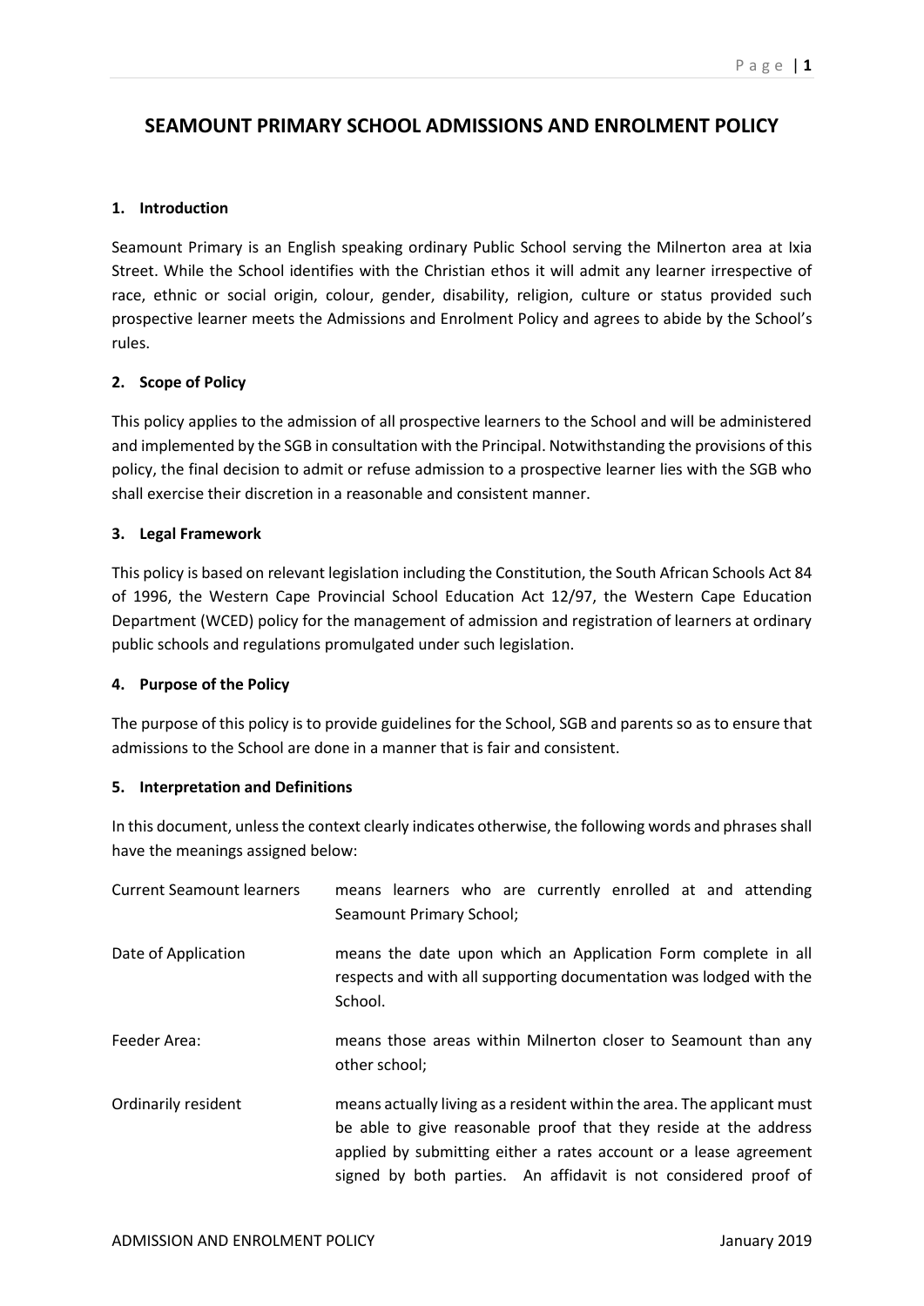# SEAMOUNT PRIMARY SCHOOL ADMISSIONS AND ENROLMENT POLICY

## 1. Introduction

Seamount Primary is an English speaking ordinary Public School serving the Milnerton area at Ixia Street. While the School identifies with the Christian ethos it will admit any learner irrespective of race, ethnic or social origin, colour, gender, disability, religion, culture or status provided such prospective learner meets the Admissions and Enrolment Policy and agrees to abide by the School's rules.

## 2. Scope of Policy

This policy applies to the admission of all prospective learners to the School and will be administered and implemented by the SGB in consultation with the Principal. Notwithstanding the provisions of this policy, the final decision to admit or refuse admission to a prospective learner lies with the SGB who shall exercise their discretion in a reasonable and consistent manner.

## 3. Legal Framework

This policy is based on relevant legislation including the Constitution, the South African Schools Act 84 of 1996, the Western Cape Provincial School Education Act 12/97, the Western Cape Education Department (WCED) policy for the management of admission and registration of learners at ordinary public schools and regulations promulgated under such legislation.

## 4. Purpose of the Policy

The purpose of this policy is to provide guidelines for the School, SGB and parents so as to ensure that admissions to the School are done in a manner that is fair and consistent.

## 5. Interpretation and Definitions

In this document, unless the context clearly indicates otherwise, the following words and phrases shall have the meanings assigned below:

| | |
|---|---|
| Current Seamount learners | means learners who are currently enrolled at and attending Seamount Primary School; |
| Date of Application | means the date upon which an Application Form complete in all respects and with all supporting documentation was lodged with the School. |
| Feeder Area: | means those areas within Milnerton closer to Seamount than any other school; |
| Ordinarily resident | means actually living as a resident within the area. The applicant must be able to give reasonable proof that they reside at the address applied by submitting either a rates account or a lease agreement signed by both parties. An affidavit is not considered proof of |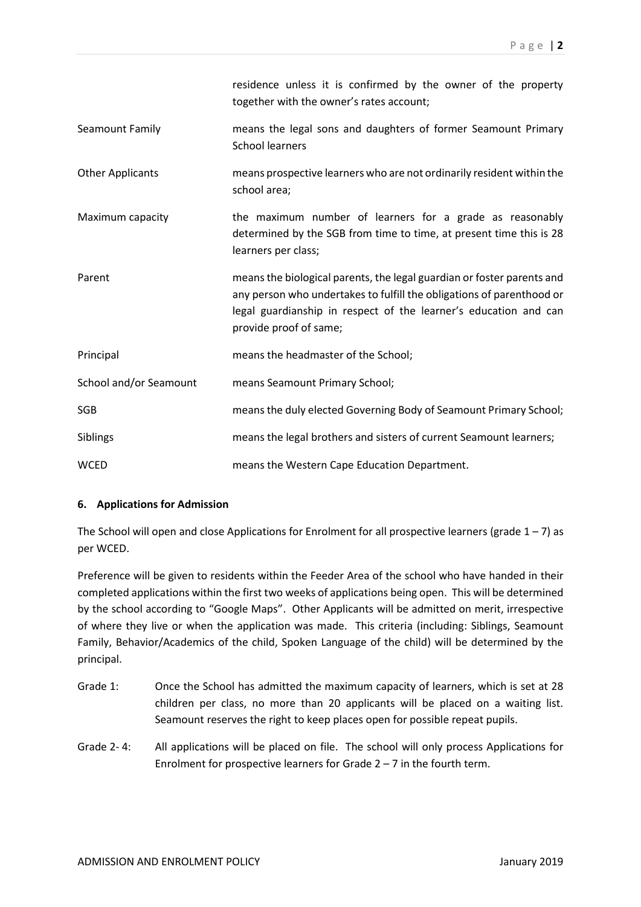| | |
|---|---|
| | residence unless it is confirmed by the owner of the property together with the owner's rates account; |
| Seamount Family | means the legal sons and daughters of former Seamount Primary School learners |
| Other Applicants | means prospective learners who are not ordinarily resident within the school area; |
| Maximum capacity | the maximum number of learners for a grade as reasonably determined by the SGB from time to time, at present time this is 28 learners per class; |
| Parent | means the biological parents, the legal guardian or foster parents and any person who undertakes to fulfill the obligations of parenthood or legal guardianship in respect of the learner's education and can provide proof of same; |
| Principal | means the headmaster of the School; |
| School and/or Seamount | means Seamount Primary School; |
| SGB | means the duly elected Governing Body of Seamount Primary School; |
| Siblings | means the legal brothers and sisters of current Seamount learners; |
| WCED | means the Western Cape Education Department. |

## 6. Applications for Admission

The School will open and close Applications for Enrolment for all prospective learners (grade 1 – 7) as per WCED.

Preference will be given to residents within the Feeder Area of the school who have handed in their completed applications within the first two weeks of applications being open. This will be determined by the school according to "Google Maps". Other Applicants will be admitted on merit, irrespective of where they live or when the application was made. This criteria (including: Siblings, Seamount Family, Behavior/Academics of the child, Spoken Language of the child) will be determined by the principal.

Grade 1: Once the School has admitted the maximum capacity of learners, which is set at 28 children per class, no more than 20 applicants will be placed on a waiting list. Seamount reserves the right to keep places open for possible repeat pupils.

Grade 2- 4: All applications will be placed on file. The school will only process Applications for Enrolment for prospective learners for Grade 2 – 7 in the fourth term.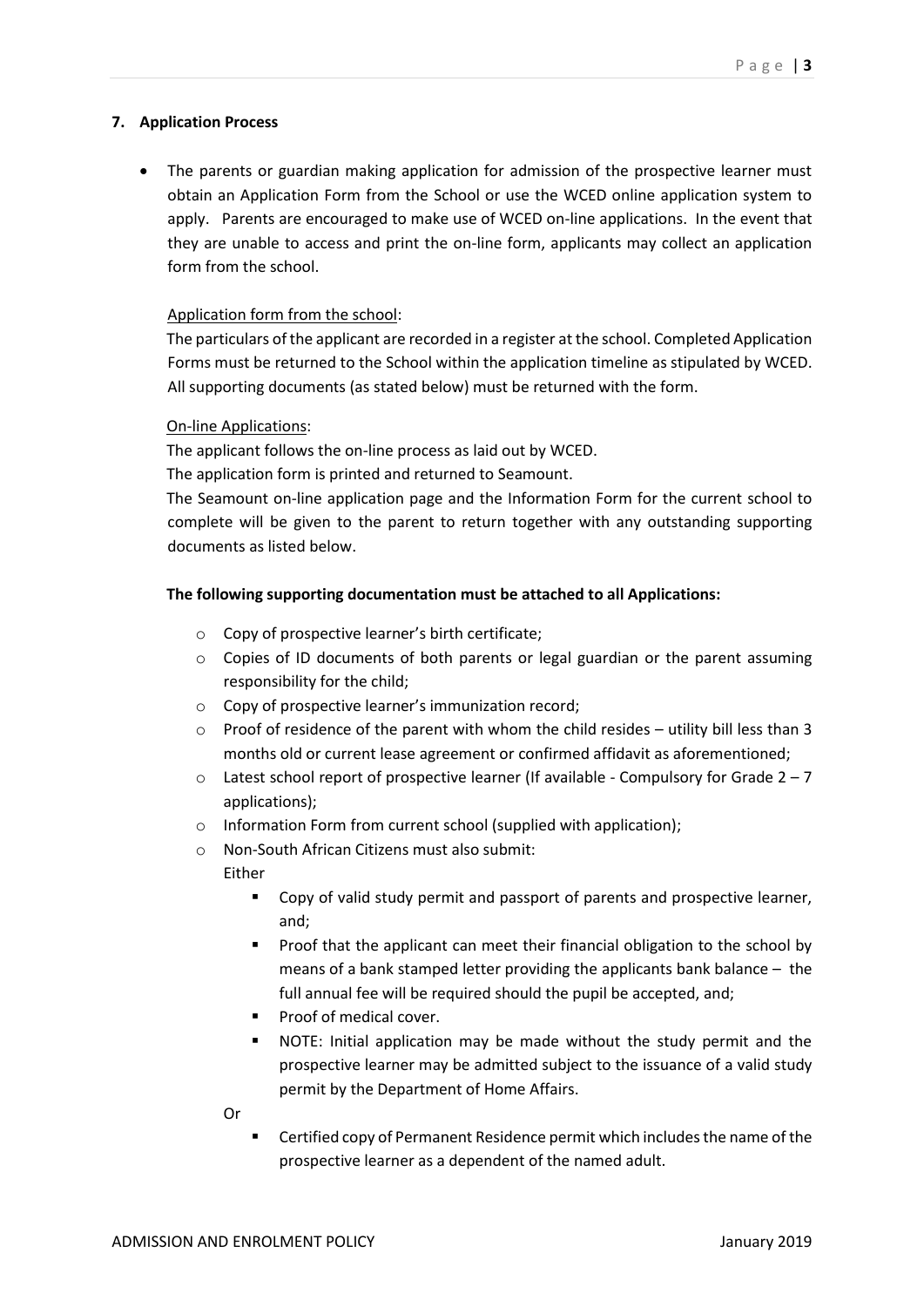## 7. Application Process

- The parents or guardian making application for admission of the prospective learner must obtain an Application Form from the School or use the WCED online application system to apply. Parents are encouraged to make use of WCED on-line applications. In the event that they are unable to access and print the on-line form, applicants may collect an application form from the school.

  <u>Application form from the school</u>:

  The particulars of the applicant are recorded in a register at the school. Completed Application Forms must be returned to the School within the application timeline as stipulated by WCED. All supporting documents (as stated below) must be returned with the form.

  <u>On-line Applications</u>:

  The applicant follows the on-line process as laid out by WCED.

  The application form is printed and returned to Seamount.

  The Seamount on-line application page and the Information Form for the current school to complete will be given to the parent to return together with any outstanding supporting documents as listed below.

  **The following supporting documentation must be attached to all Applications:**

  - Copy of prospective learner's birth certificate;
  - Copies of ID documents of both parents or legal guardian or the parent assuming responsibility for the child;
  - Copy of prospective learner's immunization record;
  - Proof of residence of the parent with whom the child resides – utility bill less than 3 months old or current lease agreement or confirmed affidavit as aforementioned;
  - Latest school report of prospective learner (If available - Compulsory for Grade 2 – 7 applications);
  - Information Form from current school (supplied with application);
  - Non-South African Citizens must also submit:

    Either

    - Copy of valid study permit and passport of parents and prospective learner, and;
    - Proof that the applicant can meet their financial obligation to the school by means of a bank stamped letter providing the applicants bank balance – the full annual fee will be required should the pupil be accepted, and;
    - Proof of medical cover.
    - NOTE: Initial application may be made without the study permit and the prospective learner may be admitted subject to the issuance of a valid study permit by the Department of Home Affairs.

    Or

    - Certified copy of Permanent Residence permit which includes the name of the prospective learner as a dependent of the named adult.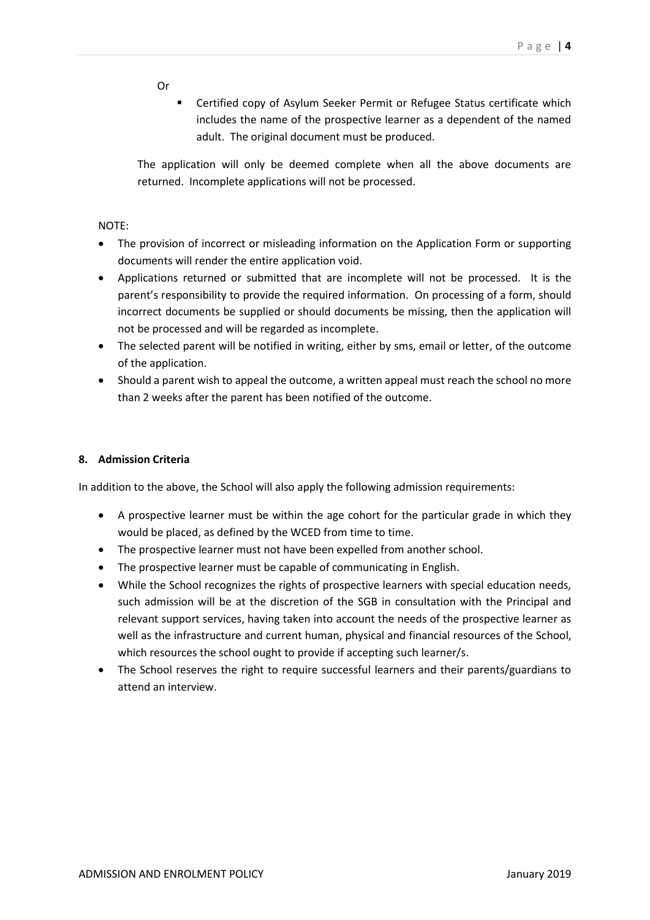Or

- Certified copy of Asylum Seeker Permit or Refugee Status certificate which includes the name of the prospective learner as a dependent of the named adult. The original document must be produced.

The application will only be deemed complete when all the above documents are returned. Incomplete applications will not be processed.

NOTE:

- The provision of incorrect or misleading information on the Application Form or supporting documents will render the entire application void.
- Applications returned or submitted that are incomplete will not be processed. It is the parent's responsibility to provide the required information. On processing of a form, should incorrect documents be supplied or should documents be missing, then the application will not be processed and will be regarded as incomplete.
- The selected parent will be notified in writing, either by sms, email or letter, of the outcome of the application.
- Should a parent wish to appeal the outcome, a written appeal must reach the school no more than 2 weeks after the parent has been notified of the outcome.

**8. Admission Criteria**

In addition to the above, the School will also apply the following admission requirements:

- A prospective learner must be within the age cohort for the particular grade in which they would be placed, as defined by the WCED from time to time.
- The prospective learner must not have been expelled from another school.
- The prospective learner must be capable of communicating in English.
- While the School recognizes the rights of prospective learners with special education needs, such admission will be at the discretion of the SGB in consultation with the Principal and relevant support services, having taken into account the needs of the prospective learner as well as the infrastructure and current human, physical and financial resources of the School, which resources the school ought to provide if accepting such learner/s.
- The School reserves the right to require successful learners and their parents/guardians to attend an interview.